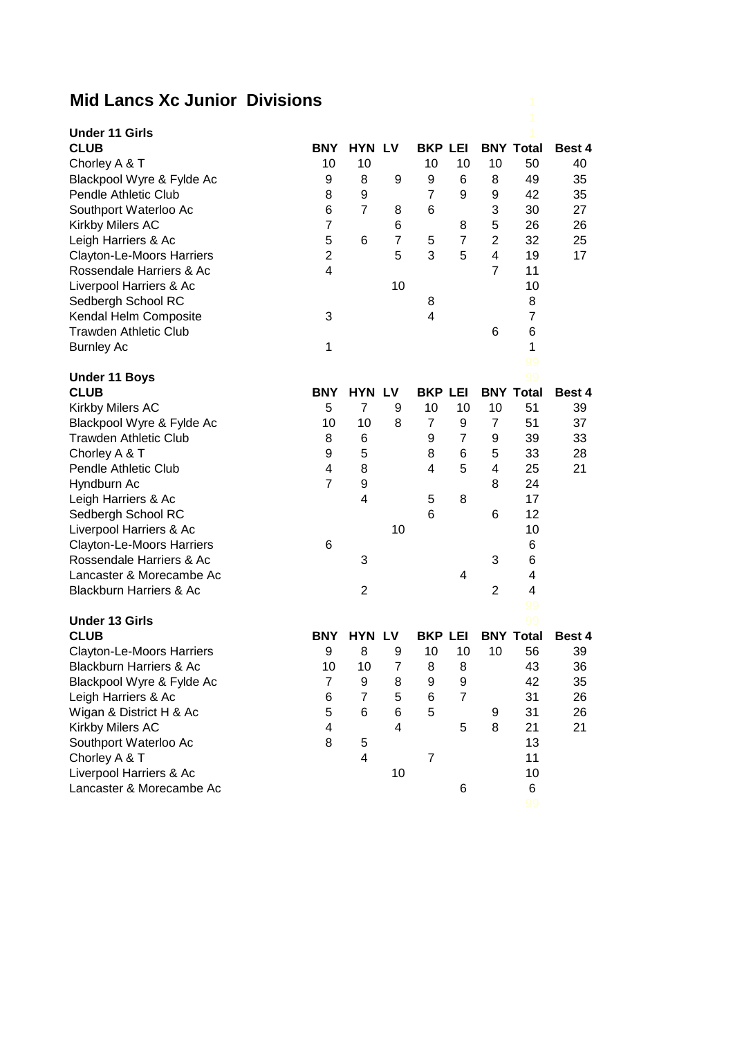# Mid Lancs Xc Junior Divisions

### Under 11 Girls

| CLUB | BNY | HYN | LV | BKP | LEI | BNY | Total | Best 4 |
|---|---|---|---|---|---|---|---|---|
| Chorley A & T | 10 | 10 | | 10 | 10 | 10 | 50 | 40 |
| Blackpool Wyre & Fylde Ac | 9 | 8 | 9 | 9 | 6 | 8 | 49 | 35 |
| Pendle Athletic Club | 8 | 9 | | 7 | 9 | 9 | 42 | 35 |
| Southport Waterloo Ac | 6 | 7 | 8 | 6 | | 3 | 30 | 27 |
| Kirkby Milers AC | 7 | | 6 | | 8 | 5 | 26 | 26 |
| Leigh Harriers & Ac | 5 | 6 | 7 | 5 | 7 | 2 | 32 | 25 |
| Clayton-Le-Moors Harriers | 2 | | 5 | 3 | 5 | 4 | 19 | 17 |
| Rossendale Harriers & Ac | 4 | | | | | 7 | 11 | |
| Liverpool Harriers & Ac | | | 10 | | | | 10 | |
| Sedbergh School RC | | | | 8 | | | 8 | |
| Kendal Helm Composite | 3 | | | 4 | | | 7 | |
| Trawden Athletic Club | | | | | | 6 | 6 | |
| Burnley Ac | 1 | | | | | | 1 | |

### Under 11 Boys

| CLUB | BNY | HYN | LV | BKP | LEI | BNY | Total | Best 4 |
|---|---|---|---|---|---|---|---|---|
| Kirkby Milers AC | 5 | 7 | 9 | 10 | 10 | 10 | 51 | 39 |
| Blackpool Wyre & Fylde Ac | 10 | 10 | 8 | 7 | 9 | 7 | 51 | 37 |
| Trawden Athletic Club | 8 | 6 | | 9 | 7 | 9 | 39 | 33 |
| Chorley A & T | 9 | 5 | | 8 | 6 | 5 | 33 | 28 |
| Pendle Athletic Club | 4 | 8 | | 4 | 5 | 4 | 25 | 21 |
| Hyndburn Ac | 7 | 9 | | | | 8 | 24 | |
| Leigh Harriers & Ac | | 4 | | 5 | 8 | | 17 | |
| Sedbergh School RC | | | | 6 | | 6 | 12 | |
| Liverpool Harriers & Ac | | | 10 | | | | 10 | |
| Clayton-Le-Moors Harriers | 6 | | | | | | 6 | |
| Rossendale Harriers & Ac | | 3 | | | | 3 | 6 | |
| Lancaster & Morecambe Ac | | | | | 4 | | 4 | |
| Blackburn Harriers & Ac | | 2 | | | | 2 | 4 | |

### Under 13 Girls

| CLUB | BNY | HYN | LV | BKP | LEI | BNY | Total | Best 4 |
|---|---|---|---|---|---|---|---|---|
| Clayton-Le-Moors Harriers | 9 | 8 | 9 | 10 | 10 | 10 | 56 | 39 |
| Blackburn Harriers & Ac | 10 | 10 | 7 | 8 | 8 | | 43 | 36 |
| Blackpool Wyre & Fylde Ac | 7 | 9 | 8 | 9 | 9 | | 42 | 35 |
| Leigh Harriers & Ac | 6 | 7 | 5 | 6 | 7 | | 31 | 26 |
| Wigan & District H & Ac | 5 | 6 | 6 | 5 | | 9 | 31 | 26 |
| Kirkby Milers AC | 4 | | 4 | | 5 | 8 | 21 | 21 |
| Southport Waterloo Ac | 8 | 5 | | | | | 13 | |
| Chorley A & T | | 4 | | 7 | | | 11 | |
| Liverpool Harriers & Ac | | | 10 | | | | 10 | |
| Lancaster & Morecambe Ac | | | | | 6 | | 6 | |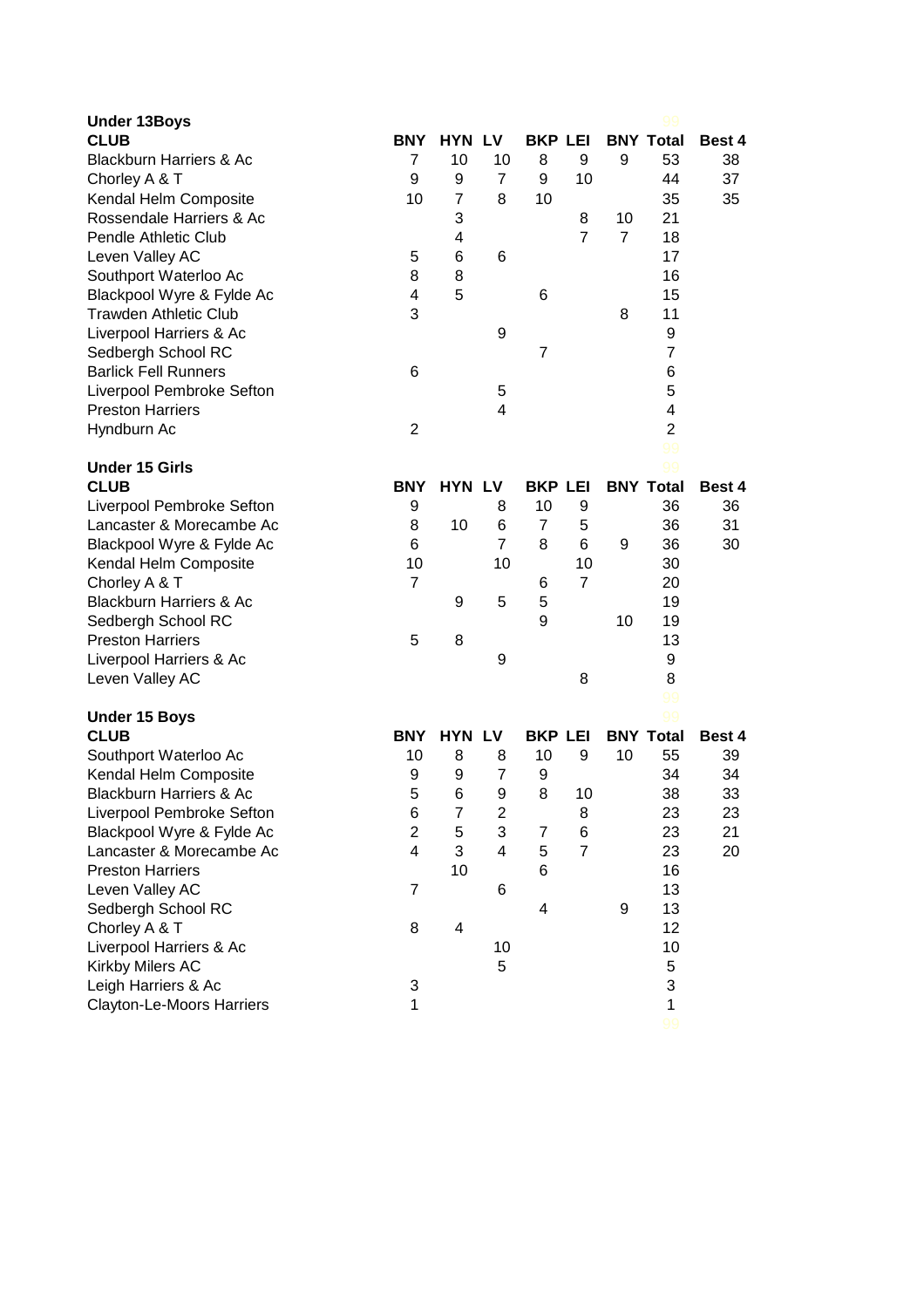**Under 13Boys**

| CLUB | BNY | HYN | LV | BKP | LEI | BNY | Total | Best 4 |
|---|---|---|---|---|---|---|---|---|
| Blackburn Harriers & Ac | 7 | 10 | 10 | 8 | 9 | 9 | 53 | 38 |
| Chorley A & T | 9 | 9 | 7 | 9 | 10 | | 44 | 37 |
| Kendal Helm Composite | 10 | 7 | 8 | 10 | | | 35 | 35 |
| Rossendale Harriers & Ac | | 3 | | | 8 | 10 | 21 | |
| Pendle Athletic Club | | 4 | | | 7 | 7 | 18 | |
| Leven Valley AC | 5 | 6 | 6 | | | | 17 | |
| Southport Waterloo Ac | 8 | 8 | | | | | 16 | |
| Blackpool Wyre & Fylde Ac | 4 | 5 | | 6 | | | 15 | |
| Trawden Athletic Club | 3 | | | | | 8 | 11 | |
| Liverpool Harriers & Ac | | | 9 | | | | 9 | |
| Sedbergh School RC | | | | 7 | | | 7 | |
| Barlick Fell Runners | 6 | | | | | | 6 | |
| Liverpool Pembroke Sefton | | | 5 | | | | 5 | |
| Preston Harriers | | | 4 | | | | 4 | |
| Hyndburn Ac | 2 | | | | | | 2 | |

**Under 15 Girls**

| CLUB | BNY | HYN | LV | BKP | LEI | BNY | Total | Best 4 |
|---|---|---|---|---|---|---|---|---|
| Liverpool Pembroke Sefton | 9 | | 8 | 10 | 9 | | 36 | 36 |
| Lancaster & Morecambe Ac | 8 | 10 | 6 | 7 | 5 | | 36 | 31 |
| Blackpool Wyre & Fylde Ac | 6 | | 7 | 8 | 6 | 9 | 36 | 30 |
| Kendal Helm Composite | 10 | | 10 | | 10 | | 30 | |
| Chorley A & T | 7 | | | 6 | 7 | | 20 | |
| Blackburn Harriers & Ac | | 9 | 5 | 5 | | | 19 | |
| Sedbergh School RC | | | | 9 | | 10 | 19 | |
| Preston Harriers | 5 | 8 | | | | | 13 | |
| Liverpool Harriers & Ac | | | 9 | | | | 9 | |
| Leven Valley AC | | | | | 8 | | 8 | |

**Under 15 Boys**

| CLUB | BNY | HYN | LV | BKP | LEI | BNY | Total | Best 4 |
|---|---|---|---|---|---|---|---|---|
| Southport Waterloo Ac | 10 | 8 | 8 | 10 | 9 | 10 | 55 | 39 |
| Kendal Helm Composite | 9 | 9 | 7 | 9 | | | 34 | 34 |
| Blackburn Harriers & Ac | 5 | 6 | 9 | 8 | 10 | | 38 | 33 |
| Liverpool Pembroke Sefton | 6 | 7 | 2 | | 8 | | 23 | 23 |
| Blackpool Wyre & Fylde Ac | 2 | 5 | 3 | 7 | 6 | | 23 | 21 |
| Lancaster & Morecambe Ac | 4 | 3 | 4 | 5 | 7 | | 23 | 20 |
| Preston Harriers | | 10 | | 6 | | | 16 | |
| Leven Valley AC | 7 | | 6 | | | | 13 | |
| Sedbergh School RC | | | | 4 | | 9 | 13 | |
| Chorley A & T | 8 | 4 | | | | | 12 | |
| Liverpool Harriers & Ac | | | 10 | | | | 10 | |
| Kirkby Milers AC | | | 5 | | | | 5 | |
| Leigh Harriers & Ac | 3 | | | | | | 3 | |
| Clayton-Le-Moors Harriers | 1 | | | | | | 1 | |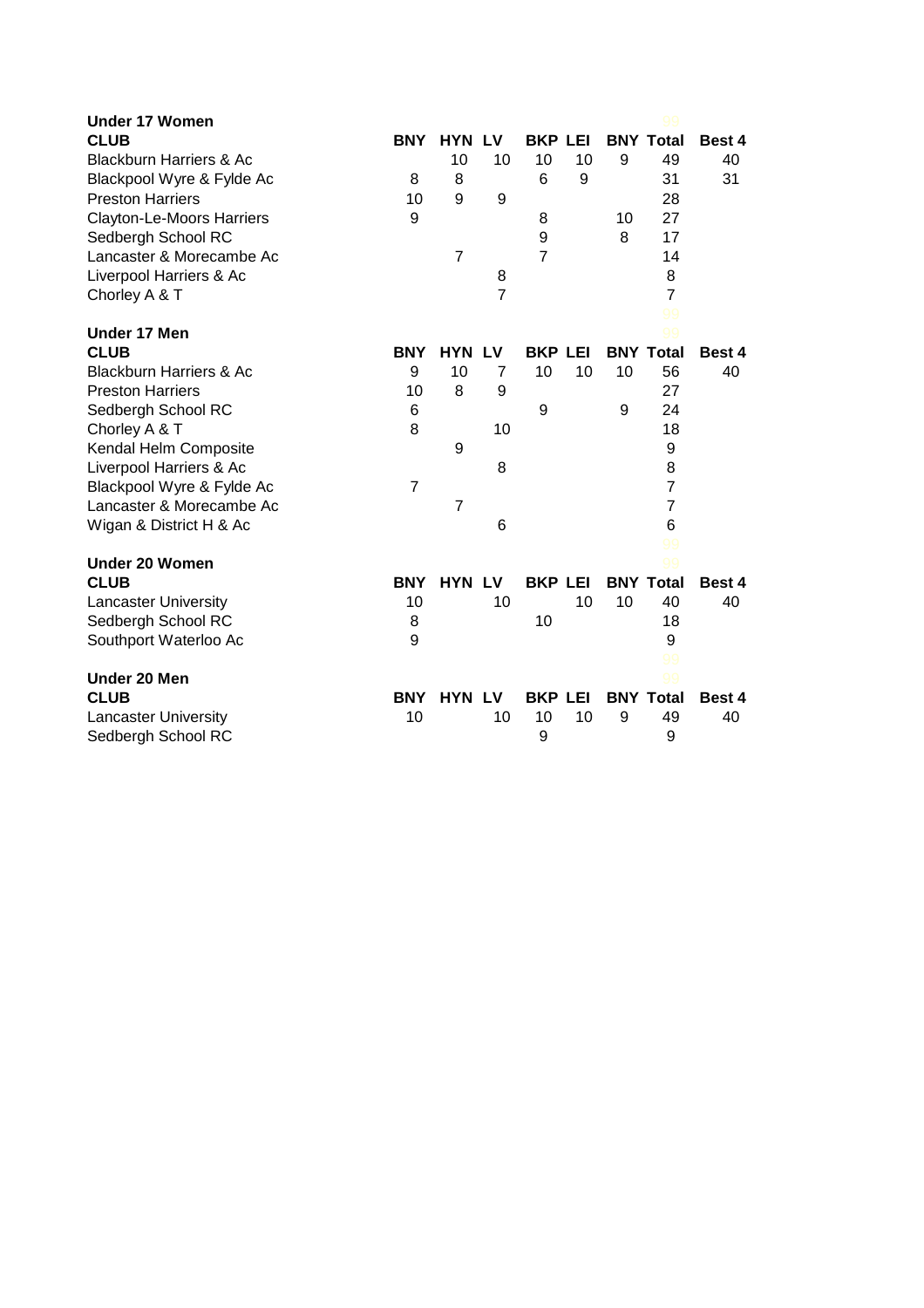**Under 17 Women**

| CLUB | BNY | HYN | LV | BKP | LEI | BNY | Total | Best 4 |
|---|---|---|---|---|---|---|---|---|
| Blackburn Harriers & Ac | | 10 | 10 | 10 | 10 | 9 | 49 | 40 |
| Blackpool Wyre & Fylde Ac | 8 | 8 | | 6 | 9 | | 31 | 31 |
| Preston Harriers | 10 | 9 | 9 | | | | 28 | |
| Clayton-Le-Moors Harriers | 9 | | | 8 | | 10 | 27 | |
| Sedbergh School RC | | | | 9 | | 8 | 17 | |
| Lancaster & Morecambe Ac | | 7 | | 7 | | | 14 | |
| Liverpool Harriers & Ac | | | 8 | | | | 8 | |
| Chorley A & T | | | 7 | | | | 7 | |

**Under 17 Men**

| CLUB | BNY | HYN | LV | BKP | LEI | BNY | Total | Best 4 |
|---|---|---|---|---|---|---|---|---|
| Blackburn Harriers & Ac | 9 | 10 | 7 | 10 | 10 | 10 | 56 | 40 |
| Preston Harriers | 10 | 8 | 9 | | | | 27 | |
| Sedbergh School RC | 6 | | | 9 | | 9 | 24 | |
| Chorley A & T | 8 | | 10 | | | | 18 | |
| Kendal Helm Composite | | 9 | | | | | 9 | |
| Liverpool Harriers & Ac | | | 8 | | | | 8 | |
| Blackpool Wyre & Fylde Ac | 7 | | | | | | 7 | |
| Lancaster & Morecambe Ac | | 7 | | | | | 7 | |
| Wigan & District H & Ac | | | 6 | | | | 6 | |

**Under 20 Women**

| CLUB | BNY | HYN | LV | BKP | LEI | BNY | Total | Best 4 |
|---|---|---|---|---|---|---|---|---|
| Lancaster University | 10 | | 10 | | 10 | 10 | 40 | 40 |
| Sedbergh School RC | 8 | | | 10 | | | 18 | |
| Southport Waterloo Ac | 9 | | | | | | 9 | |

**Under 20 Men**

| CLUB | BNY | HYN | LV | BKP | LEI | BNY | Total | Best 4 |
|---|---|---|---|---|---|---|---|---|
| Lancaster University | 10 | | 10 | 10 | 10 | 9 | 49 | 40 |
| Sedbergh School RC | | | | 9 | | | 9 | |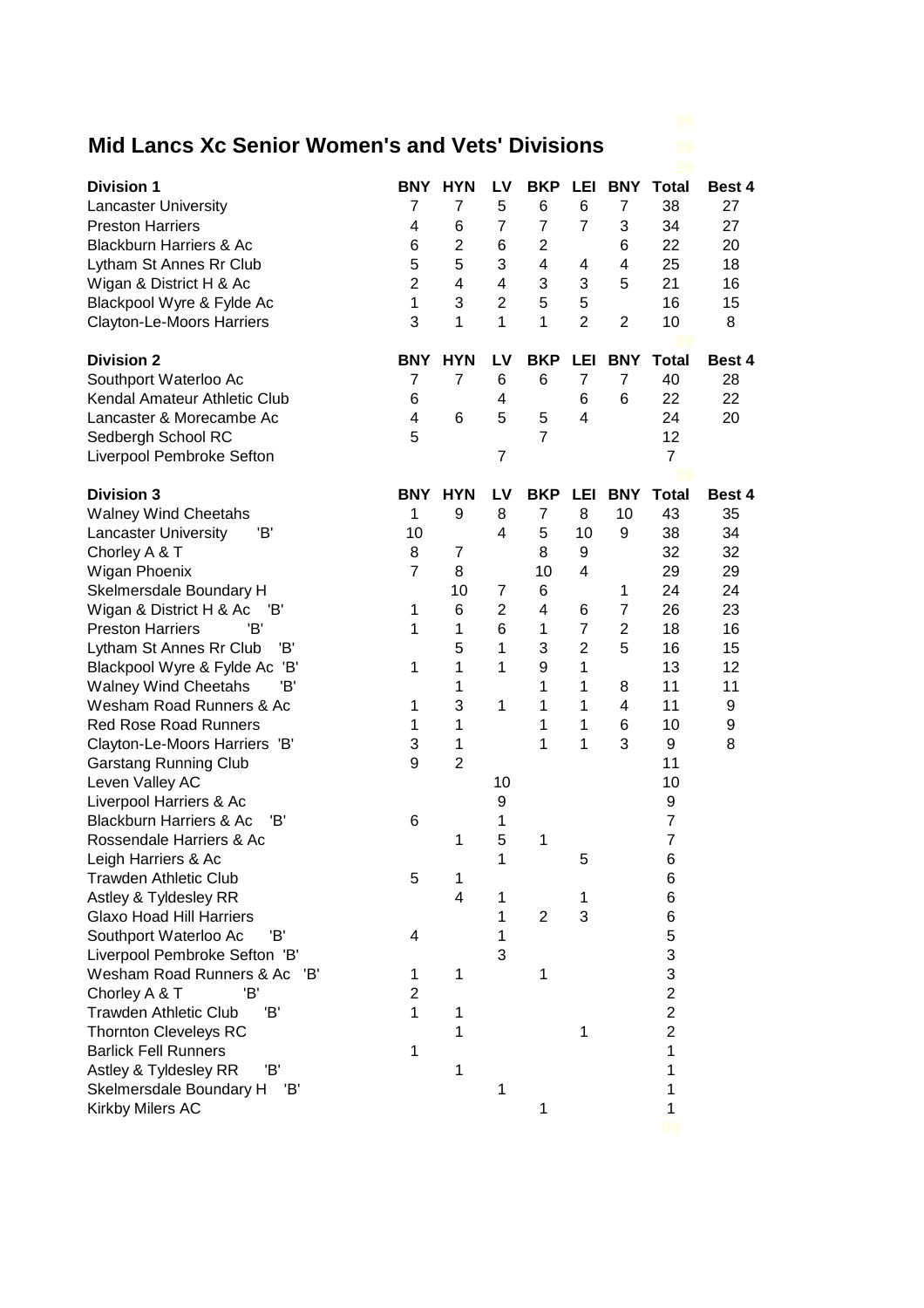# Mid Lancs Xc Senior Women's and Vets' Divisions

| Division 1 | BNY | HYN | LV | BKP | LEI | BNY | Total | Best 4 |
|---|---|---|---|---|---|---|---|---|
| Lancaster University | 7 | 7 | 5 | 6 | 6 | 7 | 38 | 27 |
| Preston Harriers | 4 | 6 | 7 | 7 | 7 | 3 | 34 | 27 |
| Blackburn Harriers & Ac | 6 | 2 | 6 | 2 | | 6 | 22 | 20 |
| Lytham St Annes Rr Club | 5 | 5 | 3 | 4 | 4 | 4 | 25 | 18 |
| Wigan & District H & Ac | 2 | 4 | 4 | 3 | 3 | 5 | 21 | 16 |
| Blackpool Wyre & Fylde Ac | 1 | 3 | 2 | 5 | 5 | | 16 | 15 |
| Clayton-Le-Moors Harriers | 3 | 1 | 1 | 1 | 2 | 2 | 10 | 8 |

| Division 2 | BNY | HYN | LV | BKP | LEI | BNY | Total | Best 4 |
|---|---|---|---|---|---|---|---|---|
| Southport Waterloo Ac | 7 | 7 | 6 | 6 | 7 | 7 | 40 | 28 |
| Kendal Amateur Athletic Club | 6 | | 4 | | 6 | 6 | 22 | 22 |
| Lancaster & Morecambe Ac | 4 | 6 | 5 | 5 | 4 | | 24 | 20 |
| Sedbergh School RC | 5 | | | 7 | | | 12 | |
| Liverpool Pembroke Sefton | | | 7 | | | | 7 | |

| Division 3 | BNY | HYN | LV | BKP | LEI | BNY | Total | Best 4 |
|---|---|---|---|---|---|---|---|---|
| Walney Wind Cheetahs | 1 | 9 | 8 | 7 | 8 | 10 | 43 | 35 |
| Lancaster University 'B' | 10 | | 4 | 5 | 10 | 9 | 38 | 34 |
| Chorley A & T | 8 | 7 | | 8 | 9 | | 32 | 32 |
| Wigan Phoenix | 7 | 8 | | 10 | 4 | | 29 | 29 |
| Skelmersdale Boundary H | | 10 | 7 | 6 | | 1 | 24 | 24 |
| Wigan & District H & Ac 'B' | 1 | 6 | 2 | 4 | 6 | 7 | 26 | 23 |
| Preston Harriers 'B' | 1 | 1 | 6 | 1 | 7 | 2 | 18 | 16 |
| Lytham St Annes Rr Club 'B' | | 5 | 1 | 3 | 2 | 5 | 16 | 15 |
| Blackpool Wyre & Fylde Ac 'B' | 1 | 1 | 1 | 9 | 1 | | 13 | 12 |
| Walney Wind Cheetahs 'B' | | 1 | | 1 | 1 | 8 | 11 | 11 |
| Wesham Road Runners & Ac | 1 | 3 | 1 | 1 | 1 | 4 | 11 | 9 |
| Red Rose Road Runners | 1 | 1 | | 1 | 1 | 6 | 10 | 9 |
| Clayton-Le-Moors Harriers 'B' | 3 | 1 | | 1 | 1 | 3 | 9 | 8 |
| Garstang Running Club | 9 | 2 | | | | | 11 | |
| Leven Valley AC | | | 10 | | | | 10 | |
| Liverpool Harriers & Ac | | | 9 | | | | 9 | |
| Blackburn Harriers & Ac 'B' | 6 | | 1 | | | | 7 | |
| Rossendale Harriers & Ac | | 1 | 5 | 1 | | | 7 | |
| Leigh Harriers & Ac | | | 1 | | 5 | | 6 | |
| Trawden Athletic Club | 5 | 1 | | | | | 6 | |
| Astley & Tyldesley RR | | 4 | 1 | | 1 | | 6 | |
| Glaxo Hoad Hill Harriers | | | 1 | 2 | 3 | | 6 | |
| Southport Waterloo Ac 'B' | 4 | | 1 | | | | 5 | |
| Liverpool Pembroke Sefton 'B' | | | 3 | | | | 3 | |
| Wesham Road Runners & Ac 'B' | 1 | 1 | | 1 | | | 3 | |
| Chorley A & T 'B' | 2 | | | | | | 2 | |
| Trawden Athletic Club 'B' | 1 | 1 | | | | | 2 | |
| Thornton Cleveleys RC | | 1 | | | 1 | | 2 | |
| Barlick Fell Runners | 1 | | | | | | 1 | |
| Astley & Tyldesley RR 'B' | | 1 | | | | | 1 | |
| Skelmersdale Boundary H 'B' | | | 1 | | | | 1 | |
| Kirkby Milers AC | | | | 1 | | | 1 | |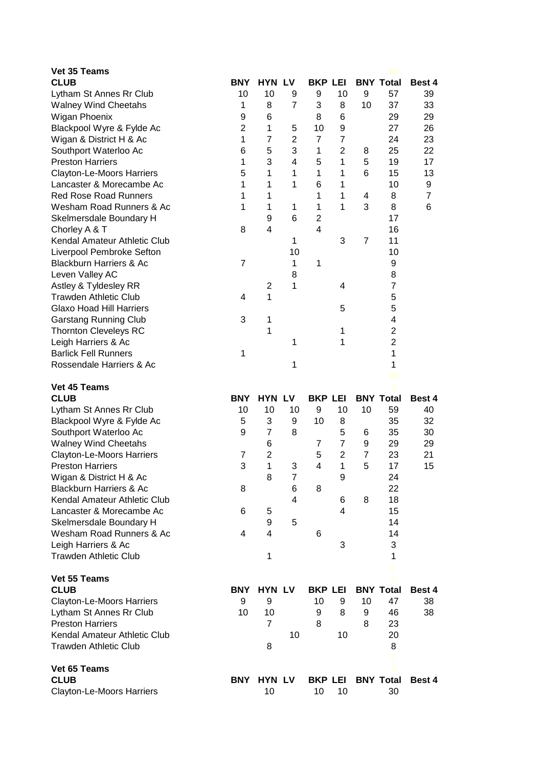**Vet 35 Teams**

| CLUB | BNY | HYN | LV | BKP | LEI | BNY | Total | Best 4 |
|---|---|---|---|---|---|---|---|---|
| Lytham St Annes Rr Club | 10 | 10 | 9 | 9 | 10 | 9 | 57 | 39 |
| Walney Wind Cheetahs | 1 | 8 | 7 | 3 | 8 | 10 | 37 | 33 |
| Wigan Phoenix | 9 | 6 | | 8 | 6 | | 29 | 29 |
| Blackpool Wyre & Fylde Ac | 2 | 1 | 5 | 10 | 9 | | 27 | 26 |
| Wigan & District H & Ac | 1 | 7 | 2 | 7 | 7 | | 24 | 23 |
| Southport Waterloo Ac | 6 | 5 | 3 | 1 | 2 | 8 | 25 | 22 |
| Preston Harriers | 1 | 3 | 4 | 5 | 1 | 5 | 19 | 17 |
| Clayton-Le-Moors Harriers | 5 | 1 | 1 | 1 | 1 | 6 | 15 | 13 |
| Lancaster & Morecambe Ac | 1 | 1 | 1 | 6 | 1 | | 10 | 9 |
| Red Rose Road Runners | 1 | 1 | | 1 | 1 | 4 | 8 | 7 |
| Wesham Road Runners & Ac | 1 | 1 | 1 | 1 | 1 | 3 | 8 | 6 |
| Skelmersdale Boundary H | | 9 | 6 | 2 | | | 17 | |
| Chorley A & T | 8 | 4 | | 4 | | | 16 | |
| Kendal Amateur Athletic Club | | | 1 | | 3 | 7 | 11 | |
| Liverpool Pembroke Sefton | | | 10 | | | | 10 | |
| Blackburn Harriers & Ac | 7 | | 1 | 1 | | | 9 | |
| Leven Valley AC | | | 8 | | | | 8 | |
| Astley & Tyldesley RR | | 2 | 1 | | 4 | | 7 | |
| Trawden Athletic Club | 4 | 1 | | | | | 5 | |
| Glaxo Hoad Hill Harriers | | | | | 5 | | 5 | |
| Garstang Running Club | 3 | 1 | | | | | 4 | |
| Thornton Cleveleys RC | | 1 | | | 1 | | 2 | |
| Leigh Harriers & Ac | | | 1 | | 1 | | 2 | |
| Barlick Fell Runners | 1 | | | | | | 1 | |
| Rossendale Harriers & Ac | | | 1 | | | | 1 | |

**Vet 45 Teams**

| CLUB | BNY | HYN | LV | BKP | LEI | BNY | Total | Best 4 |
|---|---|---|---|---|---|---|---|---|
| Lytham St Annes Rr Club | 10 | 10 | 10 | 9 | 10 | 10 | 59 | 40 |
| Blackpool Wyre & Fylde Ac | 5 | 3 | 9 | 10 | 8 | | 35 | 32 |
| Southport Waterloo Ac | 9 | 7 | 8 | | 5 | 6 | 35 | 30 |
| Walney Wind Cheetahs | | 6 | | 7 | 7 | 9 | 29 | 29 |
| Clayton-Le-Moors Harriers | 7 | 2 | | 5 | 2 | 7 | 23 | 21 |
| Preston Harriers | 3 | 1 | 3 | 4 | 1 | 5 | 17 | 15 |
| Wigan & District H & Ac | | 8 | 7 | | 9 | | 24 | |
| Blackburn Harriers & Ac | 8 | | 6 | 8 | | | 22 | |
| Kendal Amateur Athletic Club | | | 4 | | 6 | 8 | 18 | |
| Lancaster & Morecambe Ac | 6 | 5 | | | 4 | | 15 | |
| Skelmersdale Boundary H | | 9 | 5 | | | | 14 | |
| Wesham Road Runners & Ac | 4 | 4 | | 6 | | | 14 | |
| Leigh Harriers & Ac | | | | | 3 | | 3 | |
| Trawden Athletic Club | | 1 | | | | | 1 | |

**Vet 55 Teams**

| CLUB | BNY | HYN | LV | BKP | LEI | BNY | Total | Best 4 |
|---|---|---|---|---|---|---|---|---|
| Clayton-Le-Moors Harriers | 9 | 9 | | 10 | 9 | 10 | 47 | 38 |
| Lytham St Annes Rr Club | 10 | 10 | | 9 | 8 | 9 | 46 | 38 |
| Preston Harriers | | 7 | | 8 | | 8 | 23 | |
| Kendal Amateur Athletic Club | | | 10 | | 10 | | 20 | |
| Trawden Athletic Club | | 8 | | | | | 8 | |

**Vet 65 Teams**

| CLUB | BNY | HYN | LV | BKP | LEI | BNY | Total | Best 4 |
|---|---|---|---|---|---|---|---|---|
| Clayton-Le-Moors Harriers | | 10 | | 10 | 10 | | 30 | |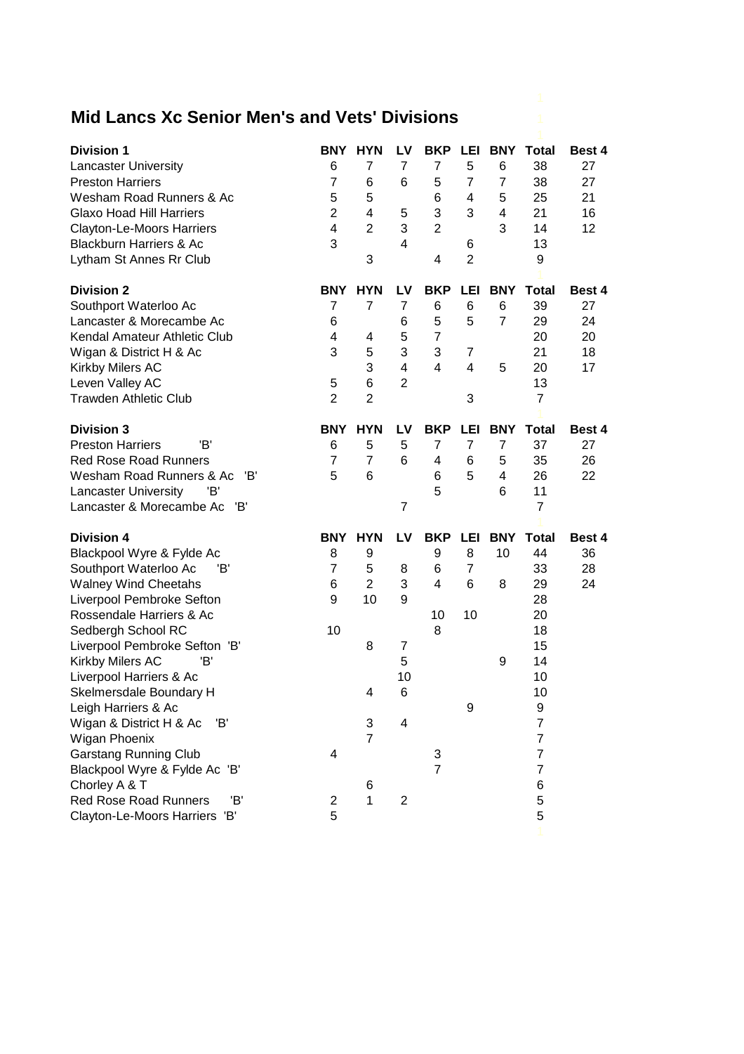# Mid Lancs Xc Senior Men's and Vets' Divisions

| Division 1 | BNY | HYN | LV | BKP | LEI | BNY | Total | Best 4 |
|---|---|---|---|---|---|---|---|---|
| Lancaster University | 6 | 7 | 7 | 7 | 5 | 6 | 38 | 27 |
| Preston Harriers | 7 | 6 | 6 | 5 | 7 | 7 | 38 | 27 |
| Wesham Road Runners & Ac | 5 | 5 | | 6 | 4 | 5 | 25 | 21 |
| Glaxo Hoad Hill Harriers | 2 | 4 | 5 | 3 | 3 | 4 | 21 | 16 |
| Clayton-Le-Moors Harriers | 4 | 2 | 3 | 2 | | 3 | 14 | 12 |
| Blackburn Harriers & Ac | 3 | | 4 | | 6 | | 13 | |
| Lytham St Annes Rr Club | | 3 | | 4 | 2 | | 9 | |

| Division 2 | BNY | HYN | LV | BKP | LEI | BNY | Total | Best 4 |
|---|---|---|---|---|---|---|---|---|
| Southport Waterloo Ac | 7 | 7 | 7 | 6 | 6 | 6 | 39 | 27 |
| Lancaster & Morecambe Ac | 6 | | 6 | 5 | 5 | 7 | 29 | 24 |
| Kendal Amateur Athletic Club | 4 | 4 | 5 | 7 | | | 20 | 20 |
| Wigan & District H & Ac | 3 | 5 | 3 | 3 | 7 | | 21 | 18 |
| Kirkby Milers AC | | 3 | 4 | 4 | 4 | 5 | 20 | 17 |
| Leven Valley AC | 5 | 6 | 2 | | | | 13 | |
| Trawden Athletic Club | 2 | 2 | | | 3 | | 7 | |

| Division 3 | BNY | HYN | LV | BKP | LEI | BNY | Total | Best 4 |
|---|---|---|---|---|---|---|---|---|
| Preston Harriers 'B' | 6 | 5 | 5 | 7 | 7 | 7 | 37 | 27 |
| Red Rose Road Runners | 7 | 7 | 6 | 4 | 6 | 5 | 35 | 26 |
| Wesham Road Runners & Ac 'B' | 5 | 6 | | 6 | 5 | 4 | 26 | 22 |
| Lancaster University 'B' | | | | 5 | | 6 | 11 | |
| Lancaster & Morecambe Ac 'B' | | | 7 | | | | 7 | |

| Division 4 | BNY | HYN | LV | BKP | LEI | BNY | Total | Best 4 |
|---|---|---|---|---|---|---|---|---|
| Blackpool Wyre & Fylde Ac | 8 | 9 | | 9 | 8 | 10 | 44 | 36 |
| Southport Waterloo Ac 'B' | 7 | 5 | 8 | 6 | 7 | | 33 | 28 |
| Walney Wind Cheetahs | 6 | 2 | 3 | 4 | 6 | 8 | 29 | 24 |
| Liverpool Pembroke Sefton | 9 | 10 | 9 | | | | 28 | |
| Rossendale Harriers & Ac | | | | 10 | 10 | | 20 | |
| Sedbergh School RC | 10 | | | 8 | | | 18 | |
| Liverpool Pembroke Sefton 'B' | | 8 | 7 | | | | 15 | |
| Kirkby Milers AC 'B' | | | 5 | | | 9 | 14 | |
| Liverpool Harriers & Ac | | | 10 | | | | 10 | |
| Skelmersdale Boundary H | | 4 | 6 | | | | 10 | |
| Leigh Harriers & Ac | | | | | 9 | | 9 | |
| Wigan & District H & Ac 'B' | | 3 | 4 | | | | 7 | |
| Wigan Phoenix | | 7 | | | | | 7 | |
| Garstang Running Club | 4 | | | 3 | | | 7 | |
| Blackpool Wyre & Fylde Ac 'B' | | | | 7 | | | 7 | |
| Chorley A & T | | 6 | | | | | 6 | |
| Red Rose Road Runners 'B' | 2 | 1 | 2 | | | | 5 | |
| Clayton-Le-Moors Harriers 'B' | 5 | | | | | | 5 | |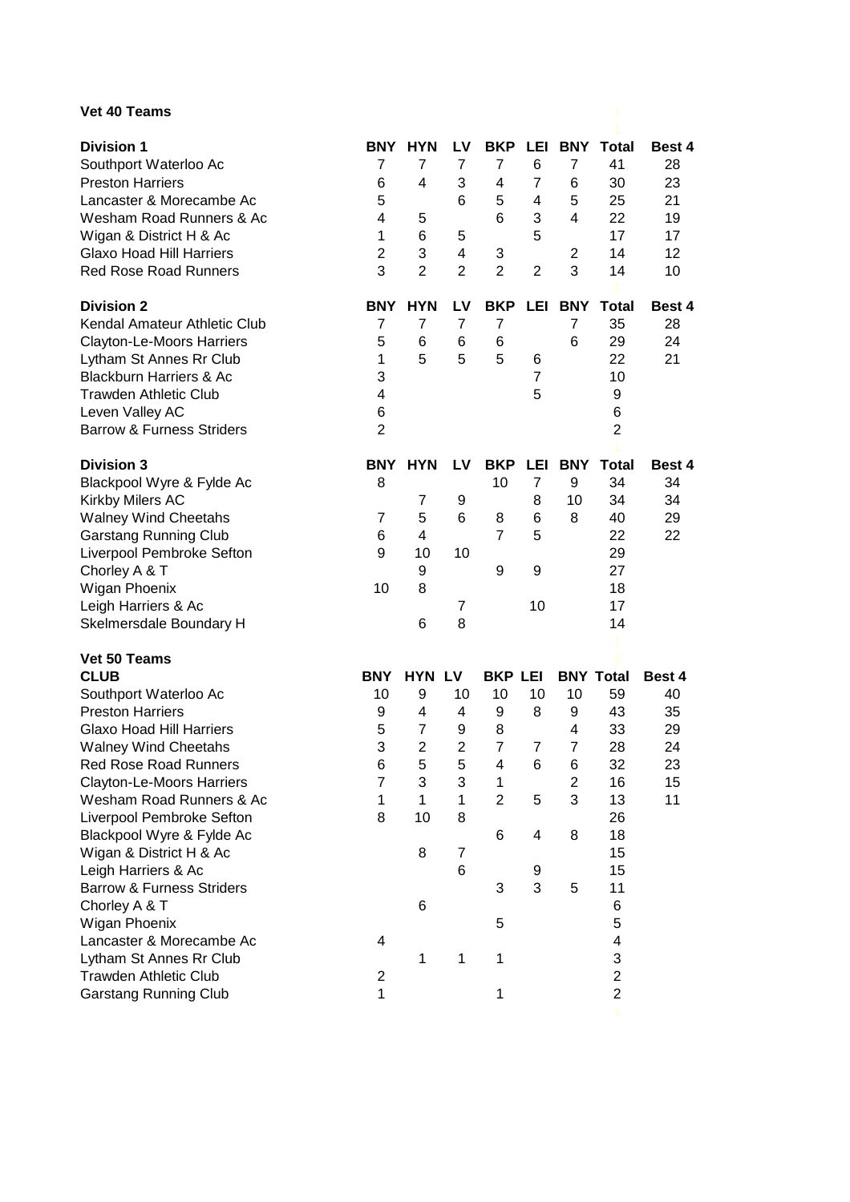**Vet 40 Teams**

| Division 1 | BNY | HYN | LV | BKP | LEI | BNY | Total | Best 4 |
|---|---|---|---|---|---|---|---|---|
| Southport Waterloo Ac | 7 | 7 | 7 | 7 | 6 | 7 | 41 | 28 |
| Preston Harriers | 6 | 4 | 3 | 4 | 7 | 6 | 30 | 23 |
| Lancaster & Morecambe Ac | 5 | | 6 | 5 | 4 | 5 | 25 | 21 |
| Wesham Road Runners & Ac | 4 | 5 | | 6 | 3 | 4 | 22 | 19 |
| Wigan & District H & Ac | 1 | 6 | 5 | | 5 | | 17 | 17 |
| Glaxo Hoad Hill Harriers | 2 | 3 | 4 | 3 | | 2 | 14 | 12 |
| Red Rose Road Runners | 3 | 2 | 2 | 2 | 2 | 3 | 14 | 10 |

| Division 2 | BNY | HYN | LV | BKP | LEI | BNY | Total | Best 4 |
|---|---|---|---|---|---|---|---|---|
| Kendal Amateur Athletic Club | 7 | 7 | 7 | 7 | | 7 | 35 | 28 |
| Clayton-Le-Moors Harriers | 5 | 6 | 6 | 6 | | 6 | 29 | 24 |
| Lytham St Annes Rr Club | 1 | 5 | 5 | 5 | 6 | | 22 | 21 |
| Blackburn Harriers & Ac | 3 | | | | 7 | | 10 | |
| Trawden Athletic Club | 4 | | | | 5 | | 9 | |
| Leven Valley AC | 6 | | | | | | 6 | |
| Barrow & Furness Striders | 2 | | | | | | 2 | |

| Division 3 | BNY | HYN | LV | BKP | LEI | BNY | Total | Best 4 |
|---|---|---|---|---|---|---|---|---|
| Blackpool Wyre & Fylde Ac | 8 | | | 10 | 7 | 9 | 34 | 34 |
| Kirkby Milers AC | | 7 | 9 | | 8 | 10 | 34 | 34 |
| Walney Wind Cheetahs | 7 | 5 | 6 | 8 | 6 | 8 | 40 | 29 |
| Garstang Running Club | 6 | 4 | | 7 | 5 | | 22 | 22 |
| Liverpool Pembroke Sefton | 9 | 10 | 10 | | | | 29 | |
| Chorley A & T | | 9 | | 9 | 9 | | 27 | |
| Wigan Phoenix | 10 | 8 | | | | | 18 | |
| Leigh Harriers & Ac | | | 7 | | 10 | | 17 | |
| Skelmersdale Boundary H | | 6 | 8 | | | | 14 | |

**Vet 50 Teams**

| CLUB | BNY | HYN | LV | BKP | LEI | BNY | Total | Best 4 |
|---|---|---|---|---|---|---|---|---|
| Southport Waterloo Ac | 10 | 9 | 10 | 10 | 10 | 10 | 59 | 40 |
| Preston Harriers | 9 | 4 | 4 | 9 | 8 | 9 | 43 | 35 |
| Glaxo Hoad Hill Harriers | 5 | 7 | 9 | 8 | | 4 | 33 | 29 |
| Walney Wind Cheetahs | 3 | 2 | 2 | 7 | 7 | 7 | 28 | 24 |
| Red Rose Road Runners | 6 | 5 | 5 | 4 | 6 | 6 | 32 | 23 |
| Clayton-Le-Moors Harriers | 7 | 3 | 3 | 1 | | 2 | 16 | 15 |
| Wesham Road Runners & Ac | 1 | 1 | 1 | 2 | 5 | 3 | 13 | 11 |
| Liverpool Pembroke Sefton | 8 | 10 | 8 | | | | 26 | |
| Blackpool Wyre & Fylde Ac | | | | 6 | 4 | 8 | 18 | |
| Wigan & District H & Ac | | 8 | 7 | | | | 15 | |
| Leigh Harriers & Ac | | | 6 | | 9 | | 15 | |
| Barrow & Furness Striders | | | | 3 | 3 | 5 | 11 | |
| Chorley A & T | | 6 | | | | | 6 | |
| Wigan Phoenix | | | | 5 | | | 5 | |
| Lancaster & Morecambe Ac | 4 | | | | | | 4 | |
| Lytham St Annes Rr Club | | 1 | 1 | 1 | | | 3 | |
| Trawden Athletic Club | 2 | | | | | | 2 | |
| Garstang Running Club | 1 | | | 1 | | | 2 | |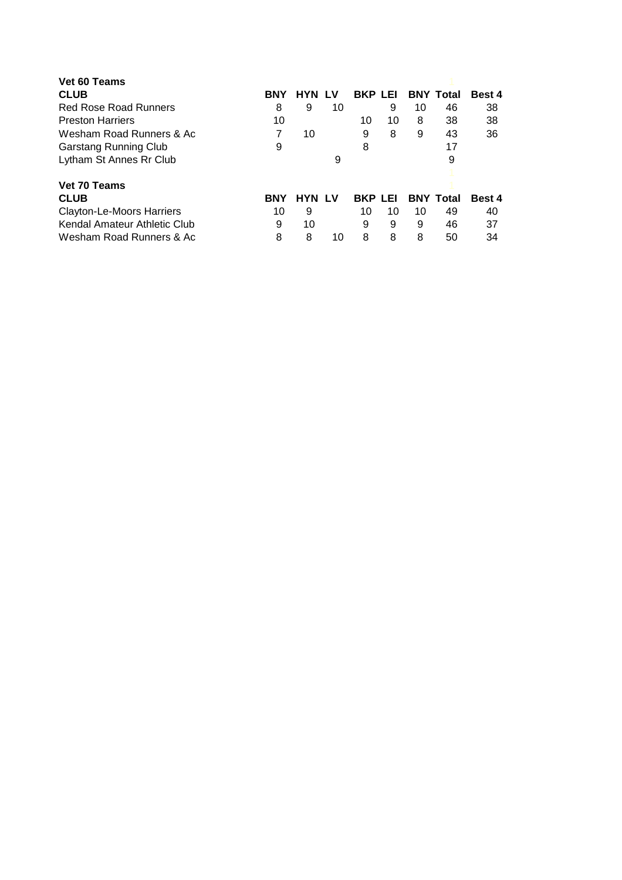### Vet 60 Teams

| CLUB | BNY | HYN | LV | BKP | LEI | BNY | Total | Best 4 |
|---|---|---|---|---|---|---|---|---|
| Red Rose Road Runners | 8 | 9 | 10 | | 9 | 10 | 46 | 38 |
| Preston Harriers | 10 | | | 10 | 10 | 8 | 38 | 38 |
| Wesham Road Runners & Ac | 7 | 10 | | 9 | 8 | 9 | 43 | 36 |
| Garstang Running Club | 9 | | | 8 | | | 17 | |
| Lytham St Annes Rr Club | | | 9 | | | | 9 | |

### Vet 70 Teams

| CLUB | BNY | HYN | LV | BKP | LEI | BNY | Total | Best 4 |
|---|---|---|---|---|---|---|---|---|
| Clayton-Le-Moors Harriers | 10 | 9 | | 10 | 10 | 10 | 49 | 40 |
| Kendal Amateur Athletic Club | 9 | 10 | | 9 | 9 | 9 | 46 | 37 |
| Wesham Road Runners & Ac | 8 | 8 | 10 | 8 | 8 | 8 | 50 | 34 |